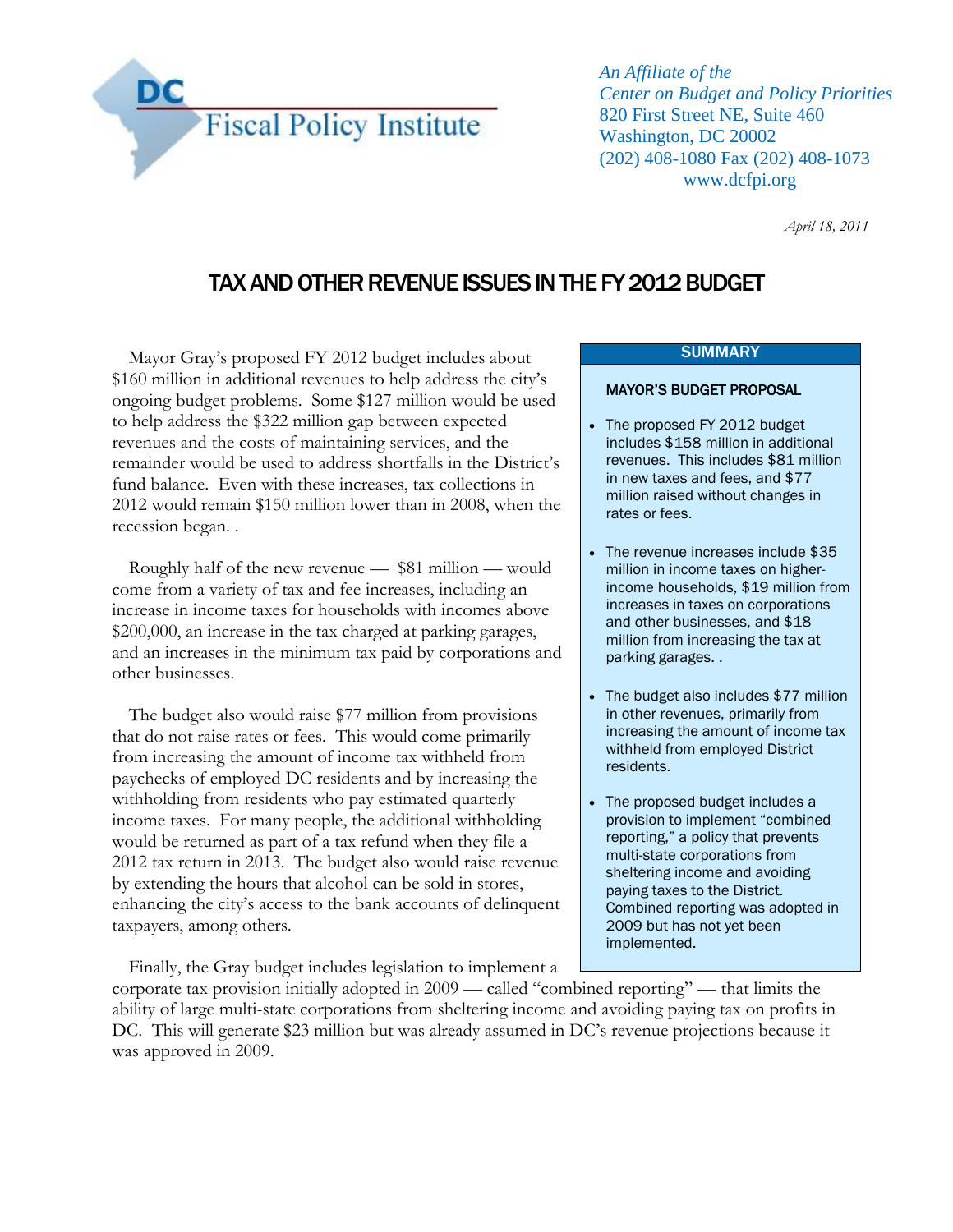DC Fiscal Policy Institute

*An Affiliate of the*
*Center on Budget and Policy Priorities*
820 First Street NE, Suite 460
Washington, DC 20002
(202) 408-1080 Fax (202) 408-1073
www.dcfpi.org

*April 18, 2011*

# TAX AND OTHER REVENUE ISSUES IN THE FY 2012 BUDGET

Mayor Gray's proposed FY 2012 budget includes about $160 million in additional revenues to help address the city's ongoing budget problems. Some $127 million would be used to help address the $322 million gap between expected revenues and the costs of maintaining services, and the remainder would be used to address shortfalls in the District's fund balance. Even with these increases, tax collections in 2012 would remain $150 million lower than in 2008, when the recession began. .

Roughly half of the new revenue — $81 million — would come from a variety of tax and fee increases, including an increase in income taxes for households with incomes above $200,000, an increase in the tax charged at parking garages, and an increases in the minimum tax paid by corporations and other businesses.

The budget also would raise $77 million from provisions that do not raise rates or fees. This would come primarily from increasing the amount of income tax withheld from paychecks of employed DC residents and by increasing the withholding from residents who pay estimated quarterly income taxes. For many people, the additional withholding would be returned as part of a tax refund when they file a 2012 tax return in 2013. The budget also would raise revenue by extending the hours that alcohol can be sold in stores, enhancing the city's access to the bank accounts of delinquent taxpayers, among others.

Finally, the Gray budget includes legislation to implement a corporate tax provision initially adopted in 2009 — called "combined reporting" — that limits the ability of large multi-state corporations from sheltering income and avoiding paying tax on profits in DC. This will generate $23 million but was already assumed in DC's revenue projections because it was approved in 2009.

## SUMMARY

### MAYOR'S BUDGET PROPOSAL

- The proposed FY 2012 budget includes $158 million in additional revenues. This includes $81 million in new taxes and fees, and $77 million raised without changes in rates or fees.
- The revenue increases include $35 million in income taxes on higher-income households, $19 million from increases in taxes on corporations and other businesses, and $18 million from increasing the tax at parking garages. .
- The budget also includes $77 million in other revenues, primarily from increasing the amount of income tax withheld from employed District residents.
- The proposed budget includes a provision to implement "combined reporting," a policy that prevents multi-state corporations from sheltering income and avoiding paying taxes to the District. Combined reporting was adopted in 2009 but has not yet been implemented.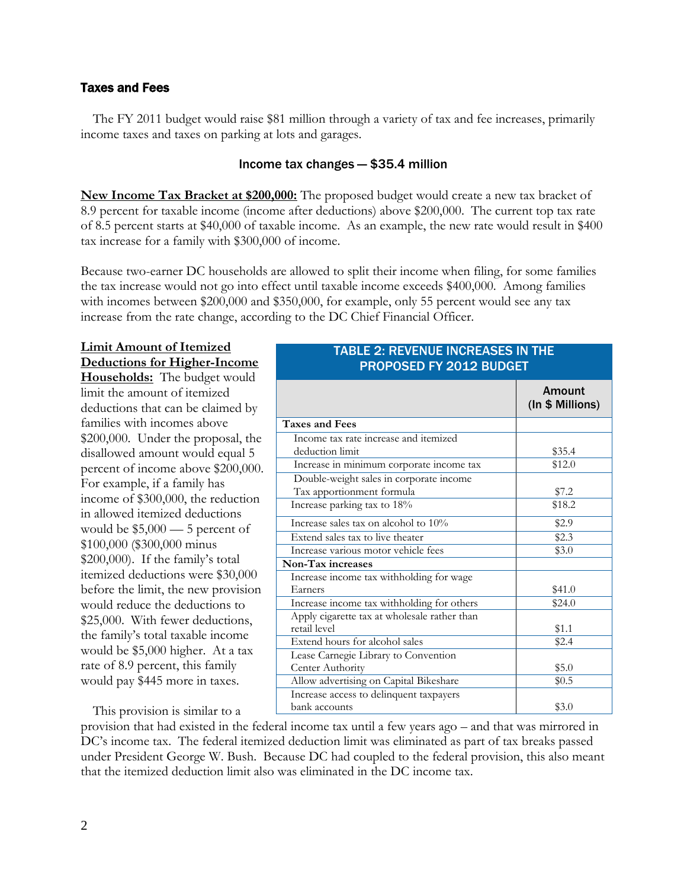### Taxes and Fees

The FY 2011 budget would raise $81 million through a variety of tax and fee increases, primarily income taxes and taxes on parking at lots and garages.

#### Income tax changes — $35.4 million

**New Income Tax Bracket at $200,000:** The proposed budget would create a new tax bracket of 8.9 percent for taxable income (income after deductions) above $200,000. The current top tax rate of 8.5 percent starts at $40,000 of taxable income. As an example, the new rate would result in $400 tax increase for a family with $300,000 of income.

Because two-earner DC households are allowed to split their income when filing, for some families the tax increase would not go into effect until taxable income exceeds $400,000. Among families with incomes between $200,000 and $350,000, for example, only 55 percent would see any tax increase from the rate change, according to the DC Chief Financial Officer.

**Limit Amount of Itemized Deductions for Higher-Income Households:** The budget would limit the amount of itemized deductions that can be claimed by families with incomes above $200,000. Under the proposal, the disallowed amount would equal 5 percent of income above $200,000. For example, if a family has income of $300,000, the reduction in allowed itemized deductions would be $5,000 — 5 percent of $100,000 ($300,000 minus $200,000). If the family's total itemized deductions were $30,000 before the limit, the new provision would reduce the deductions to $25,000. With fewer deductions, the family's total taxable income would be $5,000 higher. At a tax rate of 8.9 percent, this family would pay $445 more in taxes.

**TABLE 2: REVENUE INCREASES IN THE PROPOSED FY 2012 BUDGET**

| | Amount (In $ Millions) |
|---|---|
| **Taxes and Fees** | |
| Income tax rate increase and itemized deduction limit | $35.4 |
| Increase in minimum corporate income tax | $12.0 |
| Double-weight sales in corporate income Tax apportionment formula | $7.2 |
| Increase parking tax to 18% | $18.2 |
| Increase sales tax on alcohol to 10% | $2.9 |
| Extend sales tax to live theater | $2.3 |
| Increase various motor vehicle fees | $3.0 |
| **Non-Tax increases** | |
| Increase income tax withholding for wage Earners | $41.0 |
| Increase income tax withholding for others | $24.0 |
| Apply cigarette tax at wholesale rather than retail level | $1.1 |
| Extend hours for alcohol sales | $2.4 |
| Lease Carnegie Library to Convention Center Authority | $5.0 |
| Allow advertising on Capital Bikeshare | $0.5 |
| Increase access to delinquent taxpayers bank accounts | $3.0 |

This provision is similar to a provision that had existed in the federal income tax until a few years ago – and that was mirrored in DC's income tax. The federal itemized deduction limit was eliminated as part of tax breaks passed under President George W. Bush. Because DC had coupled to the federal provision, this also meant that the itemized deduction limit also was eliminated in the DC income tax.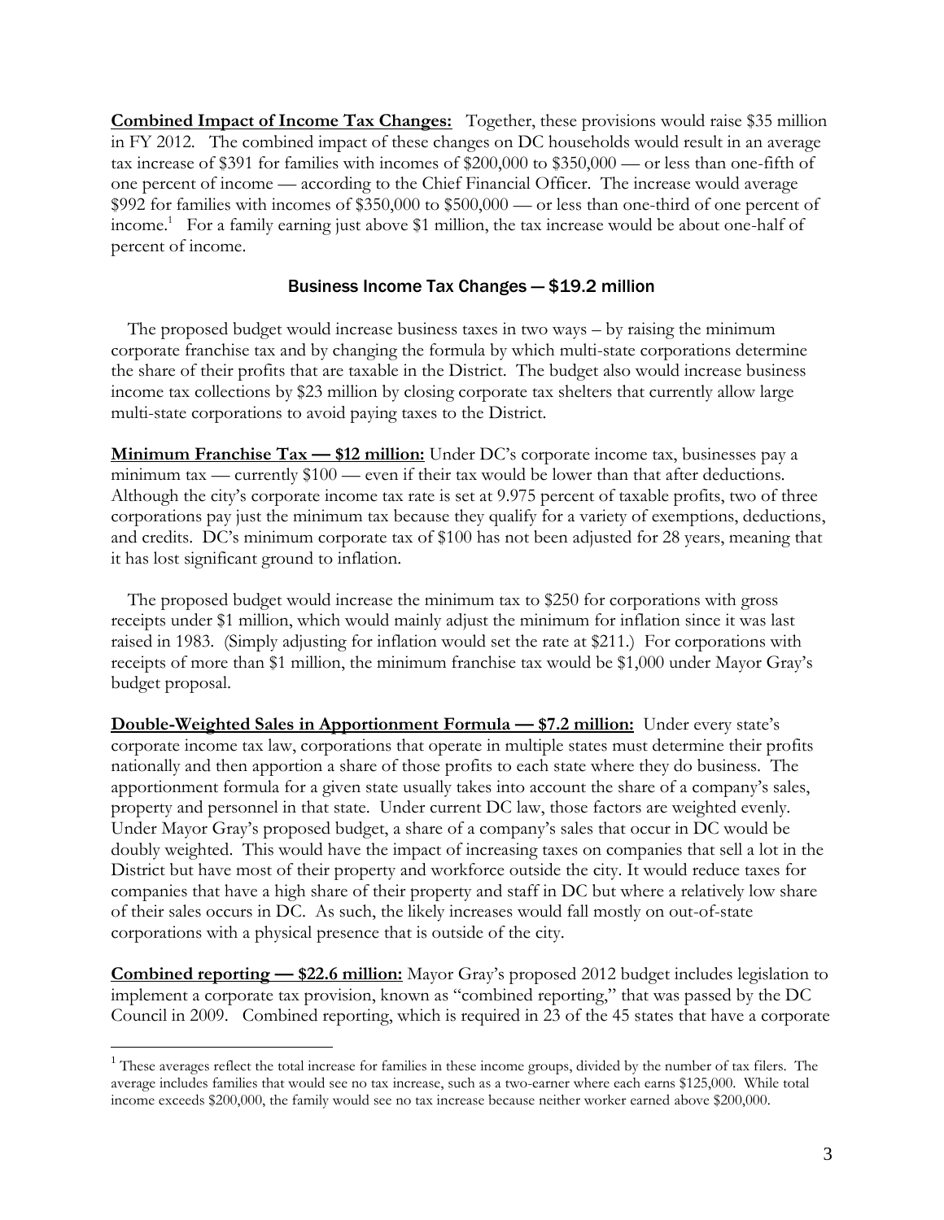**Combined Impact of Income Tax Changes:** Together, these provisions would raise $35 million in FY 2012. The combined impact of these changes on DC households would result in an average tax increase of $391 for families with incomes of $200,000 to $350,000 — or less than one-fifth of one percent of income — according to the Chief Financial Officer. The increase would average $992 for families with incomes of $350,000 to $500,000 — or less than one-third of one percent of income.[1] For a family earning just above $1 million, the tax increase would be about one-half of percent of income.

## Business Income Tax Changes — $19.2 million

The proposed budget would increase business taxes in two ways – by raising the minimum corporate franchise tax and by changing the formula by which multi-state corporations determine the share of their profits that are taxable in the District. The budget also would increase business income tax collections by $23 million by closing corporate tax shelters that currently allow large multi-state corporations to avoid paying taxes to the District.

**Minimum Franchise Tax — $12 million:** Under DC's corporate income tax, businesses pay a minimum tax — currently $100 — even if their tax would be lower than that after deductions. Although the city's corporate income tax rate is set at 9.975 percent of taxable profits, two of three corporations pay just the minimum tax because they qualify for a variety of exemptions, deductions, and credits. DC's minimum corporate tax of $100 has not been adjusted for 28 years, meaning that it has lost significant ground to inflation.

The proposed budget would increase the minimum tax to $250 for corporations with gross receipts under $1 million, which would mainly adjust the minimum for inflation since it was last raised in 1983. (Simply adjusting for inflation would set the rate at $211.) For corporations with receipts of more than $1 million, the minimum franchise tax would be $1,000 under Mayor Gray's budget proposal.

**Double-Weighted Sales in Apportionment Formula — $7.2 million:** Under every state's corporate income tax law, corporations that operate in multiple states must determine their profits nationally and then apportion a share of those profits to each state where they do business. The apportionment formula for a given state usually takes into account the share of a company's sales, property and personnel in that state. Under current DC law, those factors are weighted evenly. Under Mayor Gray's proposed budget, a share of a company's sales that occur in DC would be doubly weighted. This would have the impact of increasing taxes on companies that sell a lot in the District but have most of their property and workforce outside the city. It would reduce taxes for companies that have a high share of their property and staff in DC but where a relatively low share of their sales occurs in DC. As such, the likely increases would fall mostly on out-of-state corporations with a physical presence that is outside of the city.

**Combined reporting — $22.6 million:** Mayor Gray's proposed 2012 budget includes legislation to implement a corporate tax provision, known as "combined reporting," that was passed by the DC Council in 2009. Combined reporting, which is required in 23 of the 45 states that have a corporate

---

[1] These averages reflect the total increase for families in these income groups, divided by the number of tax filers. The average includes families that would see no tax increase, such as a two-earner where each earns $125,000. While total income exceeds $200,000, the family would see no tax increase because neither worker earned above $200,000.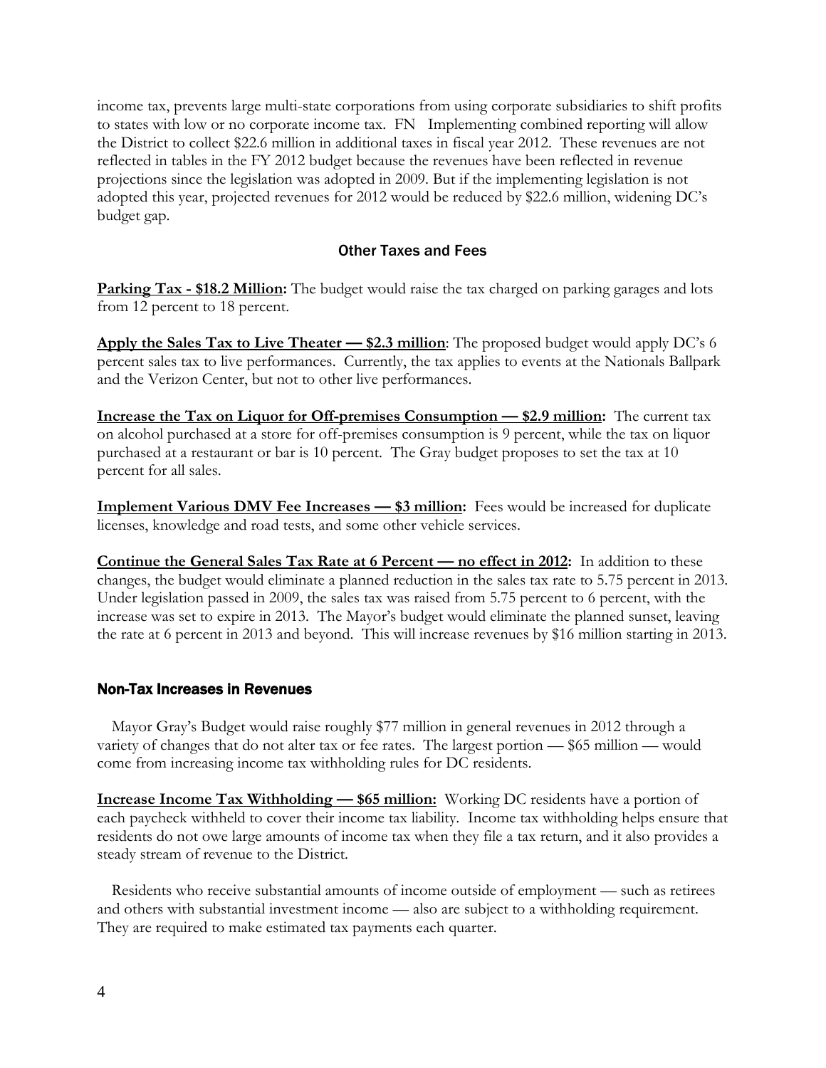income tax, prevents large multi-state corporations from using corporate subsidiaries to shift profits to states with low or no corporate income tax. FN Implementing combined reporting will allow the District to collect $22.6 million in additional taxes in fiscal year 2012. These revenues are not reflected in tables in the FY 2012 budget because the revenues have been reflected in revenue projections since the legislation was adopted in 2009. But if the implementing legislation is not adopted this year, projected revenues for 2012 would be reduced by $22.6 million, widening DC's budget gap.

### Other Taxes and Fees

**Parking Tax - $18.2 Million:** The budget would raise the tax charged on parking garages and lots from 12 percent to 18 percent.

**Apply the Sales Tax to Live Theater — $2.3 million**: The proposed budget would apply DC's 6 percent sales tax to live performances. Currently, the tax applies to events at the Nationals Ballpark and the Verizon Center, but not to other live performances.

**Increase the Tax on Liquor for Off-premises Consumption — $2.9 million:** The current tax on alcohol purchased at a store for off-premises consumption is 9 percent, while the tax on liquor purchased at a restaurant or bar is 10 percent. The Gray budget proposes to set the tax at 10 percent for all sales.

**Implement Various DMV Fee Increases — $3 million:** Fees would be increased for duplicate licenses, knowledge and road tests, and some other vehicle services.

**Continue the General Sales Tax Rate at 6 Percent — no effect in 2012:** In addition to these changes, the budget would eliminate a planned reduction in the sales tax rate to 5.75 percent in 2013. Under legislation passed in 2009, the sales tax was raised from 5.75 percent to 6 percent, with the increase was set to expire in 2013. The Mayor's budget would eliminate the planned sunset, leaving the rate at 6 percent in 2013 and beyond. This will increase revenues by $16 million starting in 2013.

## Non-Tax Increases in Revenues

Mayor Gray's Budget would raise roughly $77 million in general revenues in 2012 through a variety of changes that do not alter tax or fee rates. The largest portion — $65 million — would come from increasing income tax withholding rules for DC residents.

**Increase Income Tax Withholding — $65 million:** Working DC residents have a portion of each paycheck withheld to cover their income tax liability. Income tax withholding helps ensure that residents do not owe large amounts of income tax when they file a tax return, and it also provides a steady stream of revenue to the District.

Residents who receive substantial amounts of income outside of employment — such as retirees and others with substantial investment income — also are subject to a withholding requirement. They are required to make estimated tax payments each quarter.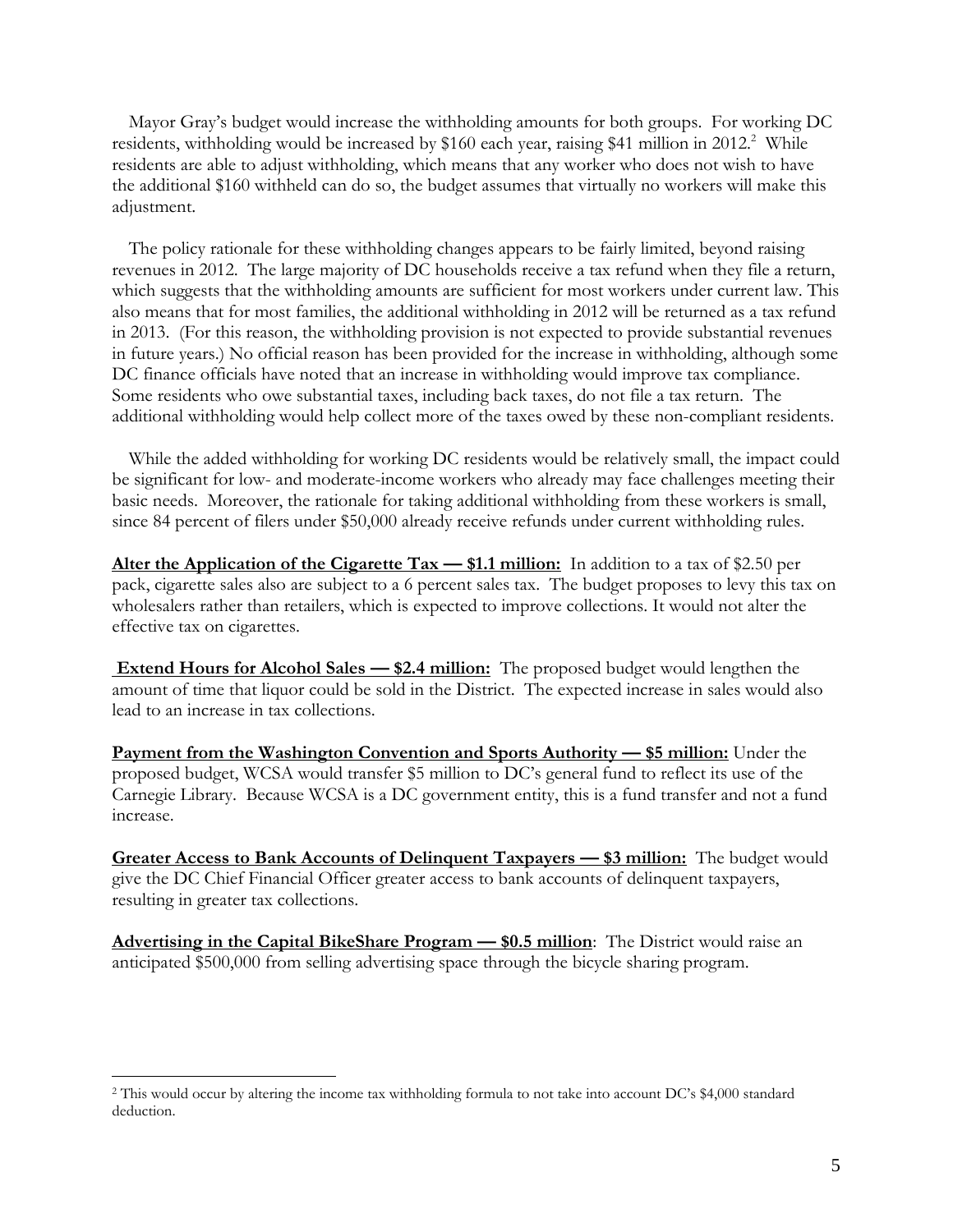Mayor Gray's budget would increase the withholding amounts for both groups. For working DC residents, withholding would be increased by $160 each year, raising $41 million in 2012.[2] While residents are able to adjust withholding, which means that any worker who does not wish to have the additional $160 withheld can do so, the budget assumes that virtually no workers will make this adjustment.

The policy rationale for these withholding changes appears to be fairly limited, beyond raising revenues in 2012. The large majority of DC households receive a tax refund when they file a return, which suggests that the withholding amounts are sufficient for most workers under current law. This also means that for most families, the additional withholding in 2012 will be returned as a tax refund in 2013. (For this reason, the withholding provision is not expected to provide substantial revenues in future years.) No official reason has been provided for the increase in withholding, although some DC finance officials have noted that an increase in withholding would improve tax compliance. Some residents who owe substantial taxes, including back taxes, do not file a tax return. The additional withholding would help collect more of the taxes owed by these non-compliant residents.

While the added withholding for working DC residents would be relatively small, the impact could be significant for low- and moderate-income workers who already may face challenges meeting their basic needs. Moreover, the rationale for taking additional withholding from these workers is small, since 84 percent of filers under $50,000 already receive refunds under current withholding rules.

**Alter the Application of the Cigarette Tax — $1.1 million:** In addition to a tax of $2.50 per pack, cigarette sales also are subject to a 6 percent sales tax. The budget proposes to levy this tax on wholesalers rather than retailers, which is expected to improve collections. It would not alter the effective tax on cigarettes.

**Extend Hours for Alcohol Sales — $2.4 million:** The proposed budget would lengthen the amount of time that liquor could be sold in the District. The expected increase in sales would also lead to an increase in tax collections.

**Payment from the Washington Convention and Sports Authority — $5 million:** Under the proposed budget, WCSA would transfer $5 million to DC's general fund to reflect its use of the Carnegie Library. Because WCSA is a DC government entity, this is a fund transfer and not a fund increase.

**Greater Access to Bank Accounts of Delinquent Taxpayers — $3 million:** The budget would give the DC Chief Financial Officer greater access to bank accounts of delinquent taxpayers, resulting in greater tax collections.

**Advertising in the Capital BikeShare Program — $0.5 million**: The District would raise an anticipated $500,000 from selling advertising space through the bicycle sharing program.

[2] This would occur by altering the income tax withholding formula to not take into account DC's $4,000 standard deduction.